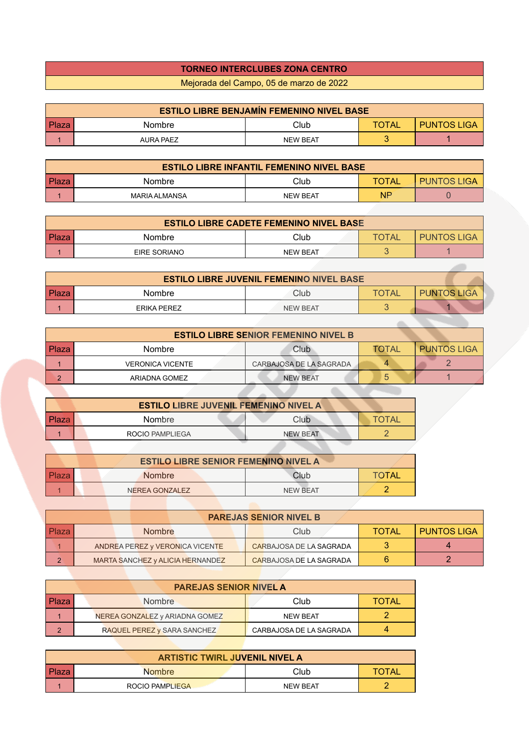# TORNEO INTERCLUBES ZONA CENTRO

Mejorada del Campo, 05 de marzo de 2022

## ESTILO LIBRE BENJAMÍN FEMENINO NIVEL BASE

| Plaza | Nombre | Club | TOTAL | PUNTOS LIGA |
|---|---|---|---|---|
| 1 | AURA PAEZ | NEW BEAT | 3 | 1 |

## ESTILO LIBRE INFANTIL FEMENINO NIVEL BASE

| Plaza | Nombre | Club | TOTAL | PUNTOS LIGA |
|---|---|---|---|---|
| 1 | MARIA ALMANSA | NEW BEAT | NP | 0 |

## ESTILO LIBRE CADETE FEMENINO NIVEL BASE

| Plaza | Nombre | Club | TOTAL | PUNTOS LIGA |
|---|---|---|---|---|
| 1 | EIRE SORIANO | NEW BEAT | 3 | 1 |

## ESTILO LIBRE JUVENIL FEMENINO NIVEL BASE

| Plaza | Nombre | Club | TOTAL | PUNTOS LIGA |
|---|---|---|---|---|
| 1 | ERIKA PEREZ | NEW BEAT | 3 | 1 |

## ESTILO LIBRE SENIOR FEMENINO NIVEL B

| Plaza | Nombre | Club | TOTAL | PUNTOS LIGA |
|---|---|---|---|---|
| 1 | VERONICA VICENTE | CARBAJOSA DE LA SAGRADA | 4 | 2 |
| 2 | ARIADNA GOMEZ | NEW BEAT | 5 | 1 |

## ESTILO LIBRE JUVENIL FEMENINO NIVEL A

| Plaza | Nombre | Club | TOTAL |
|---|---|---|---|
| 1 | ROCIO PAMPLIEGA | NEW BEAT | 2 |

## ESTILO LIBRE SENIOR FEMENINO NIVEL A

| Plaza | Nombre | Club | TOTAL |
|---|---|---|---|
| 1 | NEREA GONZALEZ | NEW BEAT | 2 |

## PAREJAS SENIOR NIVEL B

| Plaza | Nombre | Club | TOTAL | PUNTOS LIGA |
|---|---|---|---|---|
| 1 | ANDREA PEREZ y VERONICA VICENTE | CARBAJOSA DE LA SAGRADA | 3 | 4 |
| 2 | MARTA SANCHEZ y ALICIA HERNANDEZ | CARBAJOSA DE LA SAGRADA | 6 | 2 |

## PAREJAS SENIOR NIVEL A

| Plaza | Nombre | Club | TOTAL |
|---|---|---|---|
| 1 | NEREA GONZALEZ y ARIADNA GOMEZ | NEW BEAT | 2 |
| 2 | RAQUEL PEREZ y SARA SANCHEZ | CARBAJOSA DE LA SAGRADA | 4 |

## ARTISTIC TWIRL JUVENIL NIVEL A

| Plaza | Nombre | Club | TOTAL |
|---|---|---|---|
| 1 | ROCIO PAMPLIEGA | NEW BEAT | 2 |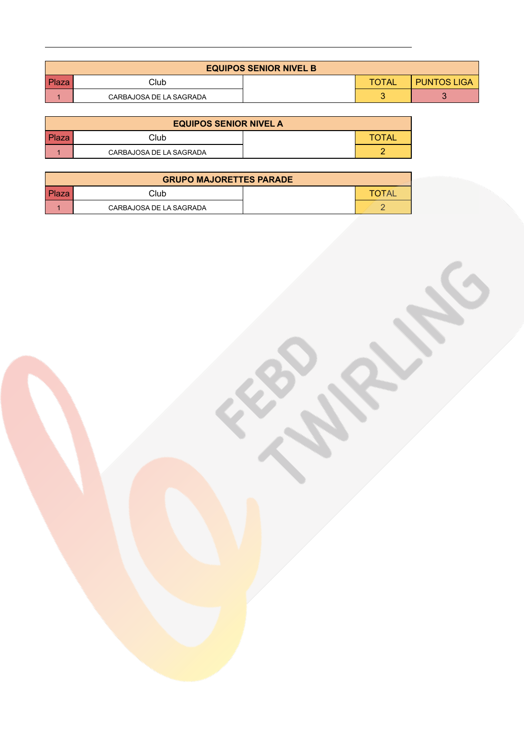| EQUIPOS SENIOR NIVEL B | | | | |
|---|---|---|---|---|
| Plaza | Club | | TOTAL | PUNTOS LIGA |
| 1 | CARBAJOSA DE LA SAGRADA | | 3 | 3 |

| EQUIPOS SENIOR NIVEL A | | | |
|---|---|---|---|
| Plaza | Club | | TOTAL |
| 1 | CARBAJOSA DE LA SAGRADA | | 2 |

| GRUPO MAJORETTES PARADE | | | |
|---|---|---|---|
| Plaza | Club | | TOTAL |
| 1 | CARBAJOSA DE LA SAGRADA | | 2 |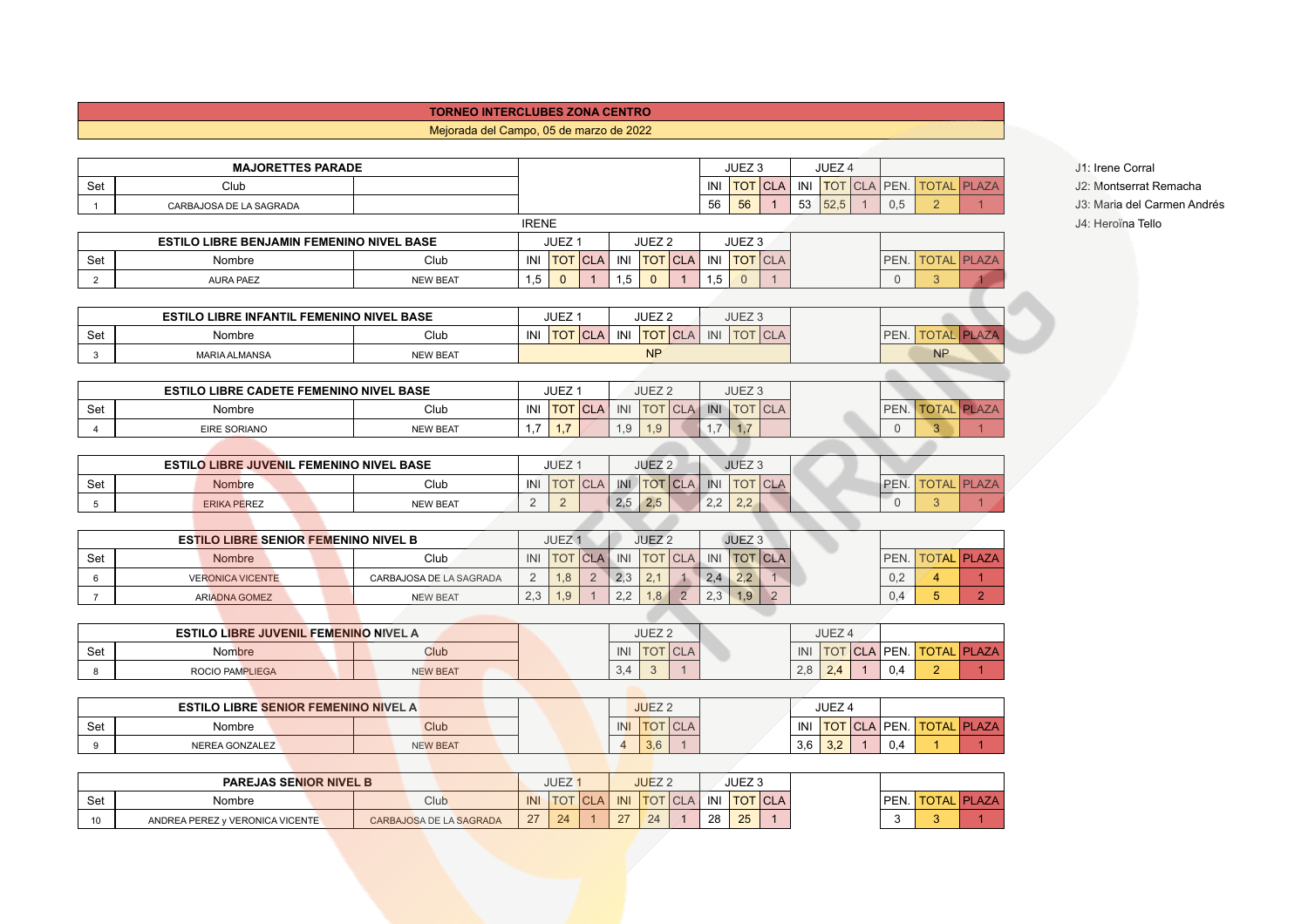# TORNEO INTERCLUBES ZONA CENTRO

Mejorada del Campo, 05 de marzo de 2022

J1: Irene Corral
J2: Montserrat Remacha
J3: Maria del Carmen Andrés
J4: Heroïna Tello

| MAJORETTES PARADE | | | JUEZ 3 | | | JUEZ 4 | | | | | |
|---|---|---|---|---|---|---|---|---|---|---|---|
| Set | Club | | INI | TOT | CLA | INI | TOT | CLA | PEN. | TOTAL | PLAZA |
| 1 | CARBAJOSA DE LA SAGRADA | | 56 | 56 | 1 | 53 | 52,5 | 1 | 0,5 | 2 | 1 |

IRENE

| ESTILO LIBRE BENJAMIN FEMENINO NIVEL BASE | | | JUEZ 1 | | | JUEZ 2 | | | JUEZ 3 | | | | | |
|---|---|---|---|---|---|---|---|---|---|---|---|---|---|---|
| Set | Nombre | Club | INI | TOT | CLA | INI | TOT | CLA | INI | TOT | CLA | PEN. | TOTAL | PLAZA |
| 2 | AURA PAEZ | NEW BEAT | 1,5 | 0 | 1 | 1,5 | 0 | 1 | 1,5 | 0 | 1 | 0 | 3 | 1 |

| ESTILO LIBRE INFANTIL FEMENINO NIVEL BASE | | | JUEZ 1 | | | JUEZ 2 | | | JUEZ 3 | | | | | |
|---|---|---|---|---|---|---|---|---|---|---|---|---|---|---|
| Set | Nombre | Club | INI | TOT | CLA | INI | TOT | CLA | INI | TOT | CLA | PEN. | TOTAL | PLAZA |
| 3 | MARIA ALMANSA | NEW BEAT | NP | | | | | | | | | NP | | |

| ESTILO LIBRE CADETE FEMENINO NIVEL BASE | | | JUEZ 1 | | | JUEZ 2 | | | JUEZ 3 | | | | | |
|---|---|---|---|---|---|---|---|---|---|---|---|---|---|---|
| Set | Nombre | Club | INI | TOT | CLA | INI | TOT | CLA | INI | TOT | CLA | PEN. | TOTAL | PLAZA |
| 4 | EIRE SORIANO | NEW BEAT | 1,7 | 1,7 | | 1,9 | 1,9 | | 1,7 | 1,7 | | 0 | 3 | 1 |

| ESTILO LIBRE JUVENIL FEMENINO NIVEL BASE | | | JUEZ 1 | | | JUEZ 2 | | | JUEZ 3 | | | | | |
|---|---|---|---|---|---|---|---|---|---|---|---|---|---|---|
| Set | Nombre | Club | INI | TOT | CLA | INI | TOT | CLA | INI | TOT | CLA | PEN. | TOTAL | PLAZA |
| 5 | ERIKA PEREZ | NEW BEAT | 2 | 2 | | 2,5 | 2,5 | | 2,2 | 2,2 | | 0 | 3 | 1 |

| ESTILO LIBRE SENIOR FEMENINO NIVEL B | | | JUEZ 1 | | | JUEZ 2 | | | JUEZ 3 | | | | | |
|---|---|---|---|---|---|---|---|---|---|---|---|---|---|---|
| Set | Nombre | Club | INI | TOT | CLA | INI | TOT | CLA | INI | TOT | CLA | PEN. | TOTAL | PLAZA |
| 6 | VERONICA VICENTE | CARBAJOSA DE LA SAGRADA | 2 | 1,8 | 2 | 2,3 | 2,1 | 1 | 2,4 | 2,2 | 1 | 0,2 | 4 | 1 |
| 7 | ARIADNA GOMEZ | NEW BEAT | 2,3 | 1,9 | 1 | 2,2 | 1,8 | 2 | 2,3 | 1,9 | 2 | 0,4 | 5 | 2 |

| ESTILO LIBRE JUVENIL FEMENINO NIVEL A | | | JUEZ 2 | | | JUEZ 4 | | | | | |
|---|---|---|---|---|---|---|---|---|---|---|---|
| Set | Nombre | Club | INI | TOT | CLA | INI | TOT | CLA | PEN. | TOTAL | PLAZA |
| 8 | ROCIO PAMPLIEGA | NEW BEAT | 3,4 | 3 | 1 | 2,8 | 2,4 | 1 | 0,4 | 2 | 1 |

| ESTILO LIBRE SENIOR FEMENINO NIVEL A | | | JUEZ 2 | | | JUEZ 4 | | | | | |
|---|---|---|---|---|---|---|---|---|---|---|---|
| Set | Nombre | Club | INI | TOT | CLA | INI | TOT | CLA | PEN. | TOTAL | PLAZA |
| 9 | NEREA GONZALEZ | NEW BEAT | 4 | 3,6 | 1 | 3,6 | 3,2 | 1 | 0,4 | 1 | 1 |

| PAREJAS SENIOR NIVEL B | | | JUEZ 1 | | | JUEZ 2 | | | JUEZ 3 | | | | | |
|---|---|---|---|---|---|---|---|---|---|---|---|---|---|---|
| Set | Nombre | Club | INI | TOT | CLA | INI | TOT | CLA | INI | TOT | CLA | PEN. | TOTAL | PLAZA |
| 10 | ANDREA PEREZ y VERONICA VICENTE | CARBAJOSA DE LA SAGRADA | 27 | 24 | 1 | 27 | 24 | 1 | 28 | 25 | 1 | 3 | 3 | 1 |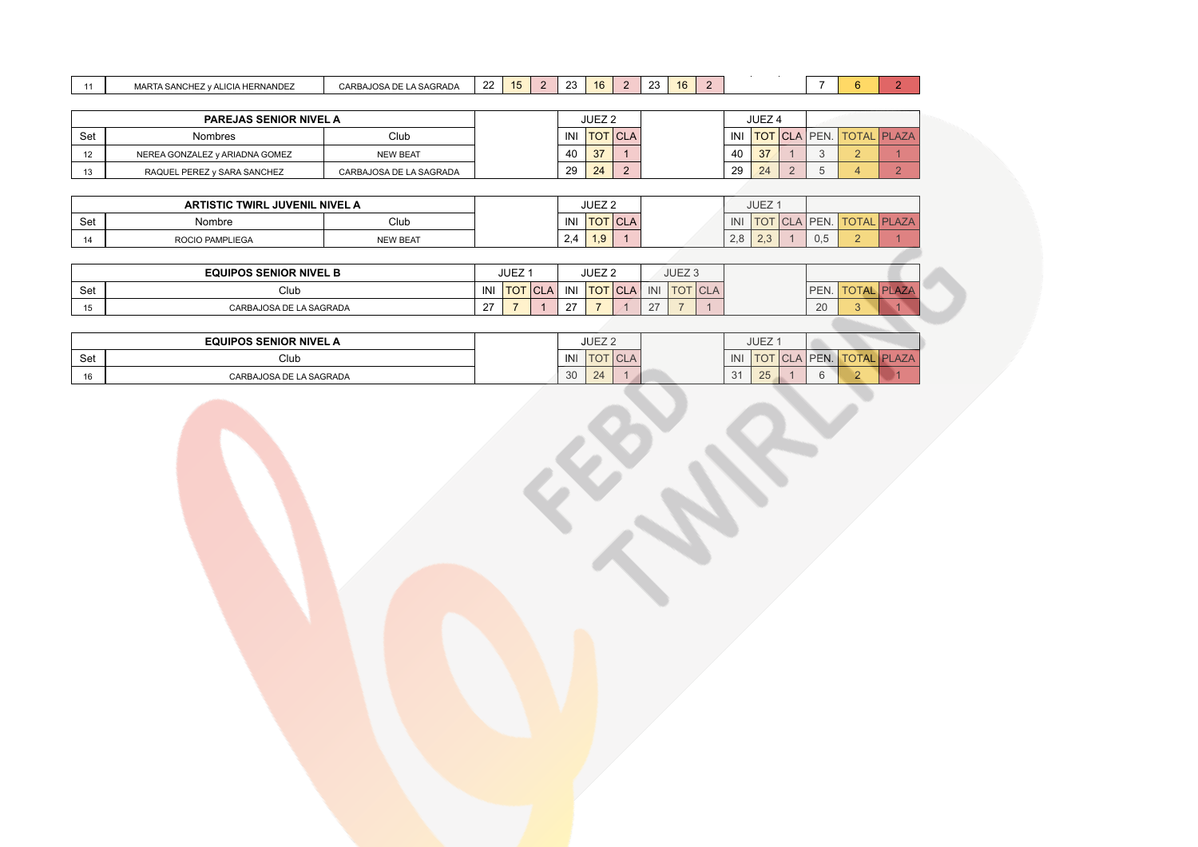| | | | | | | | | | | | | | | | | | |
|---|---|---|---|---|---|---|---|---|---|---|---|---|---|---|---|---|---|
| 11 | MARTA SANCHEZ y ALICIA HERNANDEZ | CARBAJOSA DE LA SAGRADA | 22 | 15 | 2 | 23 | 16 | 2 | 23 | 16 | 2 | | | | 7 | 6 | 2 |

| PAREJAS SENIOR NIVEL A | | | | | | JUEZ 2 | | | | | | JUEZ 4 | | | | | |
|---|---|---|---|---|---|---|---|---|---|---|---|---|---|---|---|---|---|
| Set | Nombres | Club | | | | INI | TOT | CLA | | | | INI | TOT | CLA | PEN. | TOTAL | PLAZA |
| 12 | NEREA GONZALEZ y ARIADNA GOMEZ | NEW BEAT | | | | 40 | 37 | 1 | | | | 40 | 37 | 1 | 3 | 2 | 1 |
| 13 | RAQUEL PEREZ y SARA SANCHEZ | CARBAJOSA DE LA SAGRADA | | | | 29 | 24 | 2 | | | | 29 | 24 | 2 | 5 | 4 | 2 |

| ARTISTIC TWIRL JUVENIL NIVEL A | | | | | | JUEZ 2 | | | | | | JUEZ 1 | | | | | |
|---|---|---|---|---|---|---|---|---|---|---|---|---|---|---|---|---|---|
| Set | Nombre | Club | | | | INI | TOT | CLA | | | | INI | TOT | CLA | PEN. | TOTAL | PLAZA |
| 14 | ROCIO PAMPLIEGA | NEW BEAT | | | | 2,4 | 1,9 | 1 | | | | 2,8 | 2,3 | 1 | 0,5 | 2 | 1 |

| EQUIPOS SENIOR NIVEL B | | JUEZ 1 | | | JUEZ 2 | | | JUEZ 3 | | | | | | |
|---|---|---|---|---|---|---|---|---|---|---|---|---|---|---|
| Set | Club | INI | TOT | CLA | INI | TOT | CLA | INI | TOT | CLA | | PEN. | TOTAL | PLAZA |
| 15 | CARBAJOSA DE LA SAGRADA | 27 | 7 | 1 | 27 | 7 | 1 | 27 | 7 | 1 | | 20 | 3 | 1 |

| EQUIPOS SENIOR NIVEL A | | | | | | JUEZ 2 | | | | | | JUEZ 1 | | | | | |
|---|---|---|---|---|---|---|---|---|---|---|---|---|---|---|---|---|---|
| Set | Club | | | | | INI | TOT | CLA | | | | INI | TOT | CLA | PEN. | TOTAL | PLAZA |
| 16 | CARBAJOSA DE LA SAGRADA | | | | | 30 | 24 | 1 | | | | 31 | 25 | 1 | 6 | 2 | 1 |